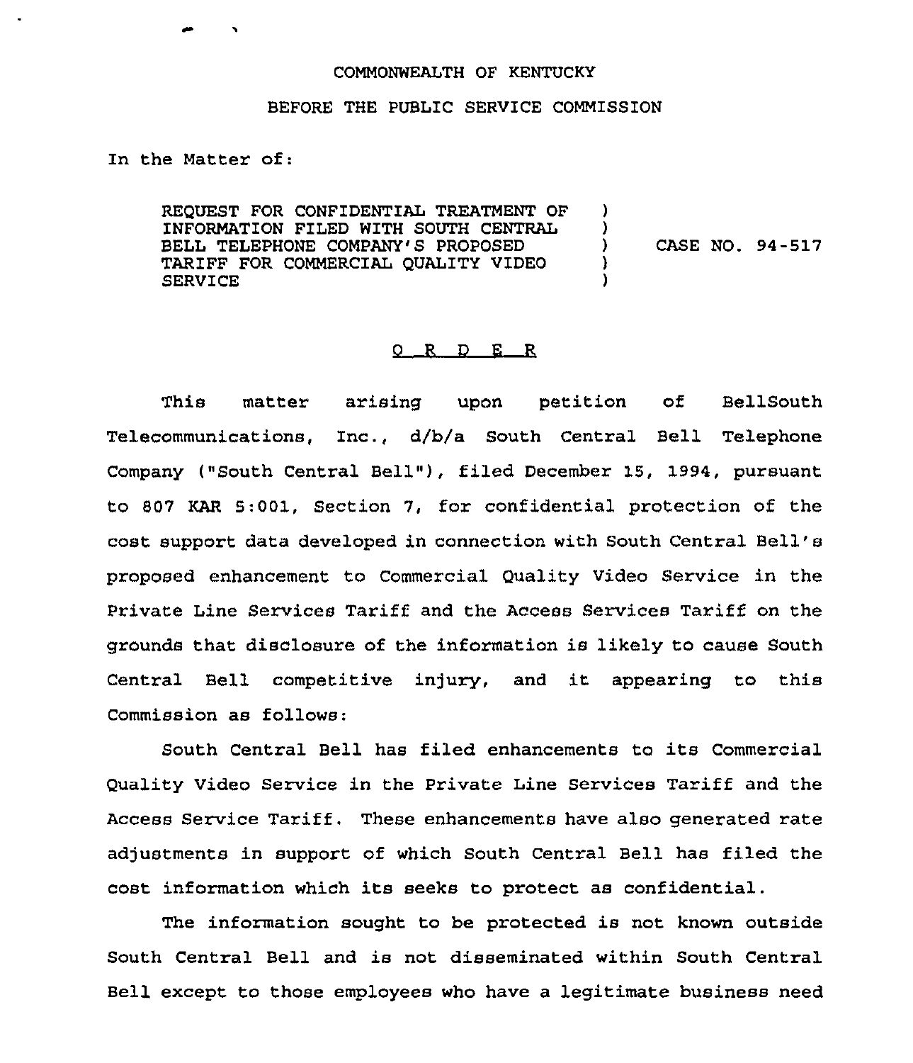COMMONWEALTH OF KENTUCKY

BEFORE THE PUBLIC SERVICE COMMISSION

In the Matter of:

| | | |
|---|---|---|
| REQUEST FOR CONFIDENTIAL TREATMENT OF INFORMATION FILED WITH SOUTH CENTRAL BELL TELEPHONE COMPANY'S PROPOSED TARIFF FOR COMMERCIAL QUALITY VIDEO SERVICE | ) | CASE NO. 94-517 |

O R D E R

This matter arising upon petition of BellSouth Telecommunications, Inc., d/b/a South Central Bell Telephone Company ("South Central Bell"), filed December 15, 1994, pursuant to 807 KAR 5:001, Section 7, for confidential protection of the cost support data developed in connection with South Central Bell's proposed enhancement to Commercial Quality Video Service in the Private Line Services Tariff and the Access Services Tariff on the grounds that disclosure of the information is likely to cause South Central Bell competitive injury, and it appearing to this Commission as follows:

South Central Bell has filed enhancements to its Commercial Quality Video Service in the Private Line Services Tariff and the Access Service Tariff. These enhancements have also generated rate adjustments in support of which South Central Bell has filed the cost information which its seeks to protect as confidential.

The information sought to be protected is not known outside South Central Bell and is not disseminated within South Central Bell except to those employees who have a legitimate business need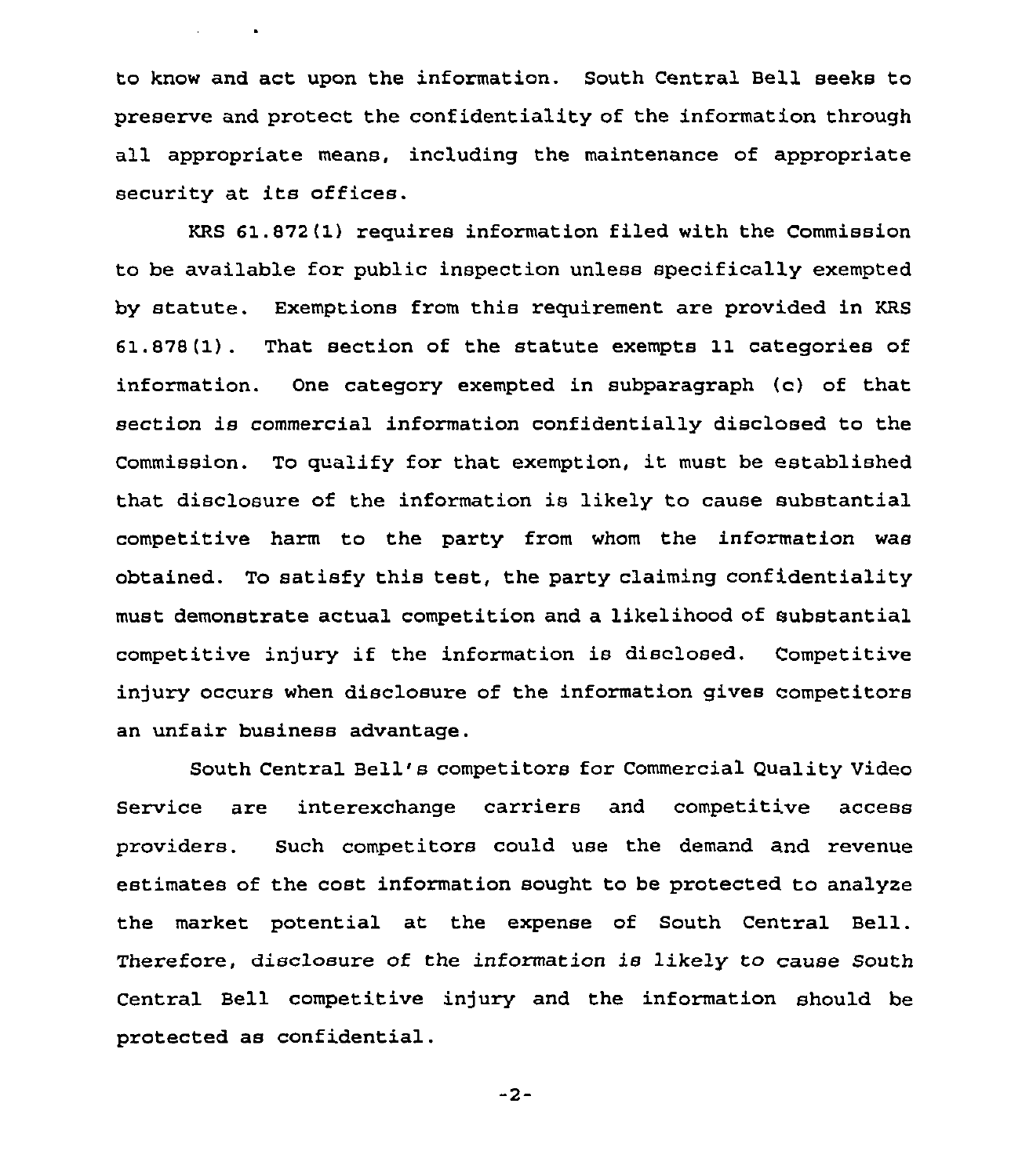to know and act upon the information. South Central Bell seeks to preserve and protect the confidentiality of the information through all appropriate means, including the maintenance of appropriate security at its offices.

KRS 61.872(1) requires information filed with the Commission to be available for public inspection unless specifically exempted by statute. Exemptions from this requirement are provided in KRS 61.878(1). That section of the statute exempts 11 categories of information. One category exempted in subparagraph (c) of that section is commercial information confidentially disclosed to the Commission. To qualify for that exemption, it must be established that disclosure of the information is likely to cause substantial competitive harm to the party from whom the information was obtained. To satisfy this test, the party claiming confidentiality must demonstrate actual competition and a likelihood of substantial competitive injury if the information is disclosed. Competitive injury occurs when disclosure of the information gives competitors an unfair business advantage.

South Central Bell's competitors for Commercial Quality Video Service are interexchange carriers and competitive access providers. Such competitors could use the demand and revenue estimates of the cost information sought to be protected to analyze the market potential at the expense of South Central Bell. Therefore, disclosure of the information is likely to cause South Central Bell competitive injury and the information should be protected as confidential.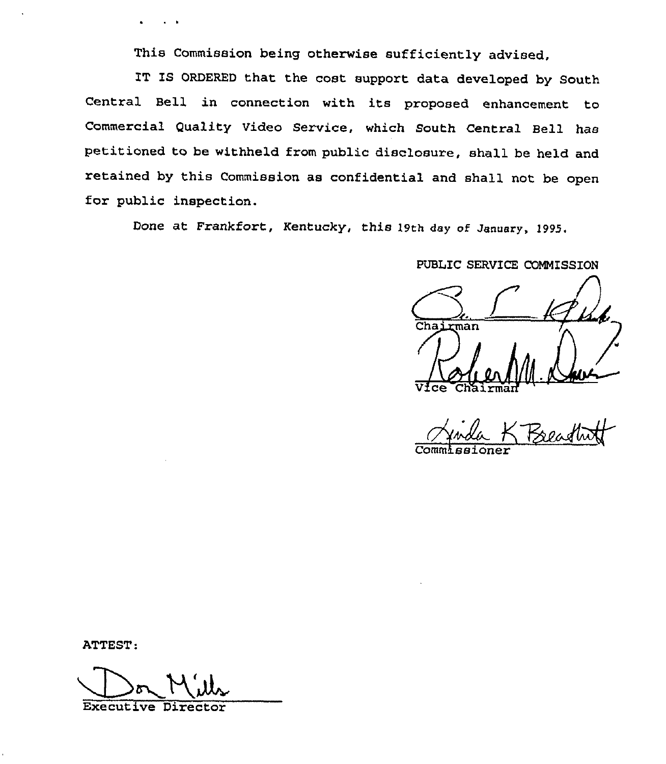This Commission being otherwise sufficiently advised,

IT IS ORDERED that the cost support data developed by South Central Bell in connection with its proposed enhancement to Commercial Quality Video Service, which South Central Bell has petitioned to be withheld from public disclosure, shall be held and retained by this Commission as confidential and shall not be open for public inspection.

Done at Frankfort, Kentucky, this 19th day of January, 1995.

PUBLIC SERVICE COMMISSION

Chairman

Vice Chairman

Commissioner

ATTEST:

Executive Director